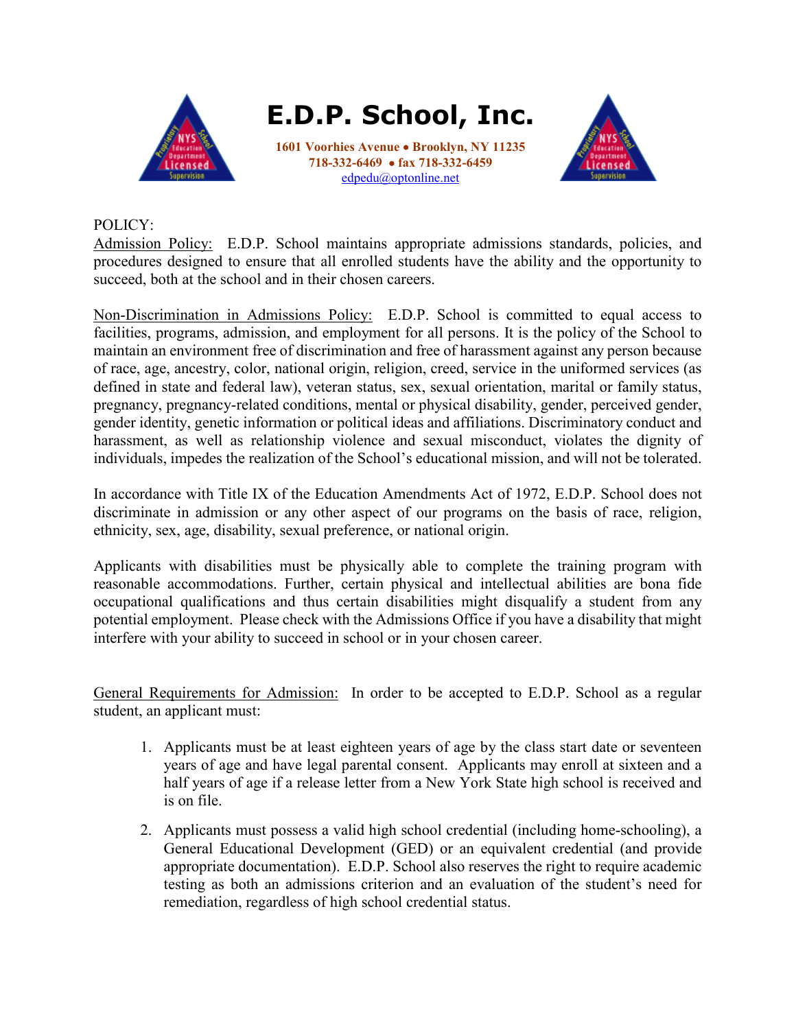# E.D.P. School, Inc.

**1601 Voorhies Avenue • Brooklyn, NY 11235**
**718-332-6469 • fax 718-332-6459**
edpedu@optonline.net

POLICY:

Admission Policy: E.D.P. School maintains appropriate admissions standards, policies, and procedures designed to ensure that all enrolled students have the ability and the opportunity to succeed, both at the school and in their chosen careers.

Non-Discrimination in Admissions Policy: E.D.P. School is committed to equal access to facilities, programs, admission, and employment for all persons. It is the policy of the School to maintain an environment free of discrimination and free of harassment against any person because of race, age, ancestry, color, national origin, religion, creed, service in the uniformed services (as defined in state and federal law), veteran status, sex, sexual orientation, marital or family status, pregnancy, pregnancy-related conditions, mental or physical disability, gender, perceived gender, gender identity, genetic information or political ideas and affiliations. Discriminatory conduct and harassment, as well as relationship violence and sexual misconduct, violates the dignity of individuals, impedes the realization of the School's educational mission, and will not be tolerated.

In accordance with Title IX of the Education Amendments Act of 1972, E.D.P. School does not discriminate in admission or any other aspect of our programs on the basis of race, religion, ethnicity, sex, age, disability, sexual preference, or national origin.

Applicants with disabilities must be physically able to complete the training program with reasonable accommodations. Further, certain physical and intellectual abilities are bona fide occupational qualifications and thus certain disabilities might disqualify a student from any potential employment. Please check with the Admissions Office if you have a disability that might interfere with your ability to succeed in school or in your chosen career.

General Requirements for Admission: In order to be accepted to E.D.P. School as a regular student, an applicant must:

1. Applicants must be at least eighteen years of age by the class start date or seventeen years of age and have legal parental consent. Applicants may enroll at sixteen and a half years of age if a release letter from a New York State high school is received and is on file.
2. Applicants must possess a valid high school credential (including home-schooling), a General Educational Development (GED) or an equivalent credential (and provide appropriate documentation). E.D.P. School also reserves the right to require academic testing as both an admissions criterion and an evaluation of the student's need for remediation, regardless of high school credential status.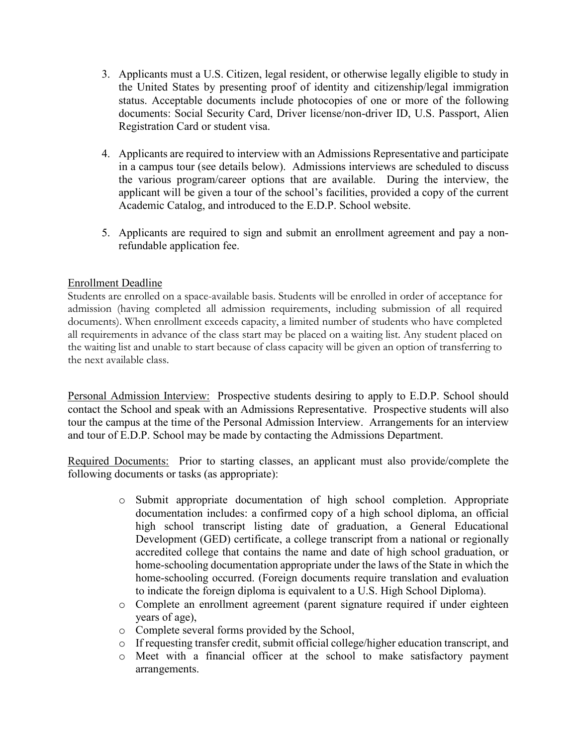3. Applicants must a U.S. Citizen, legal resident, or otherwise legally eligible to study in the United States by presenting proof of identity and citizenship/legal immigration status. Acceptable documents include photocopies of one or more of the following documents: Social Security Card, Driver license/non-driver ID, U.S. Passport, Alien Registration Card or student visa.

4. Applicants are required to interview with an Admissions Representative and participate in a campus tour (see details below). Admissions interviews are scheduled to discuss the various program/career options that are available. During the interview, the applicant will be given a tour of the school's facilities, provided a copy of the current Academic Catalog, and introduced to the E.D.P. School website.

5. Applicants are required to sign and submit an enrollment agreement and pay a non-refundable application fee.

<u>Enrollment Deadline</u>

Students are enrolled on a space-available basis. Students will be enrolled in order of acceptance for admission (having completed all admission requirements, including submission of all required documents). When enrollment exceeds capacity, a limited number of students who have completed all requirements in advance of the class start may be placed on a waiting list. Any student placed on the waiting list and unable to start because of class capacity will be given an option of transferring to the next available class.

<u>Personal Admission Interview:</u> Prospective students desiring to apply to E.D.P. School should contact the School and speak with an Admissions Representative. Prospective students will also tour the campus at the time of the Personal Admission Interview. Arrangements for an interview and tour of E.D.P. School may be made by contacting the Admissions Department.

<u>Required Documents:</u> Prior to starting classes, an applicant must also provide/complete the following documents or tasks (as appropriate):

- Submit appropriate documentation of high school completion. Appropriate documentation includes: a confirmed copy of a high school diploma, an official high school transcript listing date of graduation, a General Educational Development (GED) certificate, a college transcript from a national or regionally accredited college that contains the name and date of high school graduation, or home-schooling documentation appropriate under the laws of the State in which the home-schooling occurred. (Foreign documents require translation and evaluation to indicate the foreign diploma is equivalent to a U.S. High School Diploma).
- Complete an enrollment agreement (parent signature required if under eighteen years of age),
- Complete several forms provided by the School,
- If requesting transfer credit, submit official college/higher education transcript, and
- Meet with a financial officer at the school to make satisfactory payment arrangements.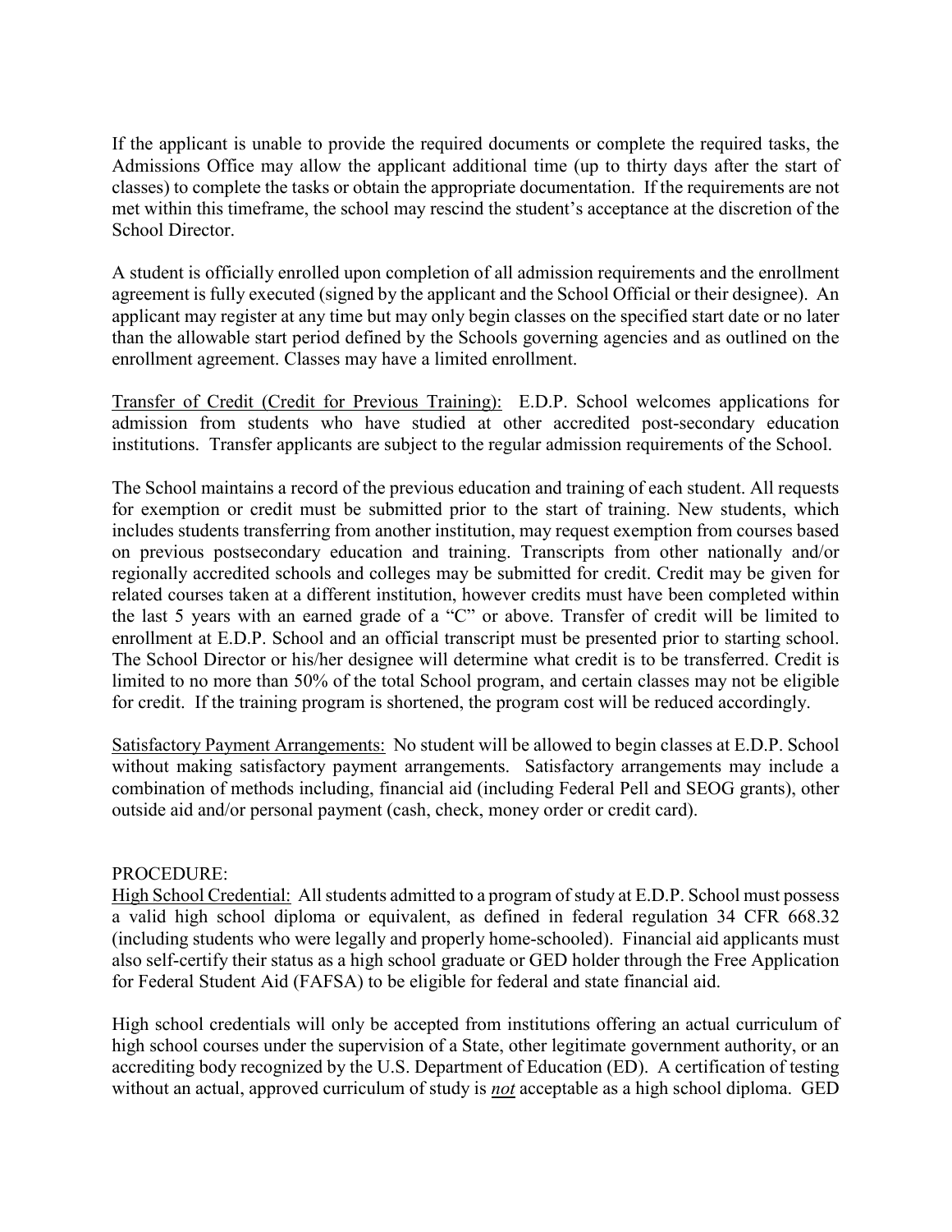If the applicant is unable to provide the required documents or complete the required tasks, the Admissions Office may allow the applicant additional time (up to thirty days after the start of classes) to complete the tasks or obtain the appropriate documentation. If the requirements are not met within this timeframe, the school may rescind the student's acceptance at the discretion of the School Director.

A student is officially enrolled upon completion of all admission requirements and the enrollment agreement is fully executed (signed by the applicant and the School Official or their designee). An applicant may register at any time but may only begin classes on the specified start date or no later than the allowable start period defined by the Schools governing agencies and as outlined on the enrollment agreement. Classes may have a limited enrollment.

Transfer of Credit (Credit for Previous Training): E.D.P. School welcomes applications for admission from students who have studied at other accredited post-secondary education institutions. Transfer applicants are subject to the regular admission requirements of the School.

The School maintains a record of the previous education and training of each student. All requests for exemption or credit must be submitted prior to the start of training. New students, which includes students transferring from another institution, may request exemption from courses based on previous postsecondary education and training. Transcripts from other nationally and/or regionally accredited schools and colleges may be submitted for credit. Credit may be given for related courses taken at a different institution, however credits must have been completed within the last 5 years with an earned grade of a "C" or above. Transfer of credit will be limited to enrollment at E.D.P. School and an official transcript must be presented prior to starting school. The School Director or his/her designee will determine what credit is to be transferred. Credit is limited to no more than 50% of the total School program, and certain classes may not be eligible for credit. If the training program is shortened, the program cost will be reduced accordingly.

Satisfactory Payment Arrangements: No student will be allowed to begin classes at E.D.P. School without making satisfactory payment arrangements. Satisfactory arrangements may include a combination of methods including, financial aid (including Federal Pell and SEOG grants), other outside aid and/or personal payment (cash, check, money order or credit card).

PROCEDURE:

High School Credential: All students admitted to a program of study at E.D.P. School must possess a valid high school diploma or equivalent, as defined in federal regulation 34 CFR 668.32 (including students who were legally and properly home-schooled). Financial aid applicants must also self-certify their status as a high school graduate or GED holder through the Free Application for Federal Student Aid (FAFSA) to be eligible for federal and state financial aid.

High school credentials will only be accepted from institutions offering an actual curriculum of high school courses under the supervision of a State, other legitimate government authority, or an accrediting body recognized by the U.S. Department of Education (ED). A certification of testing without an actual, approved curriculum of study is ***not*** acceptable as a high school diploma. GED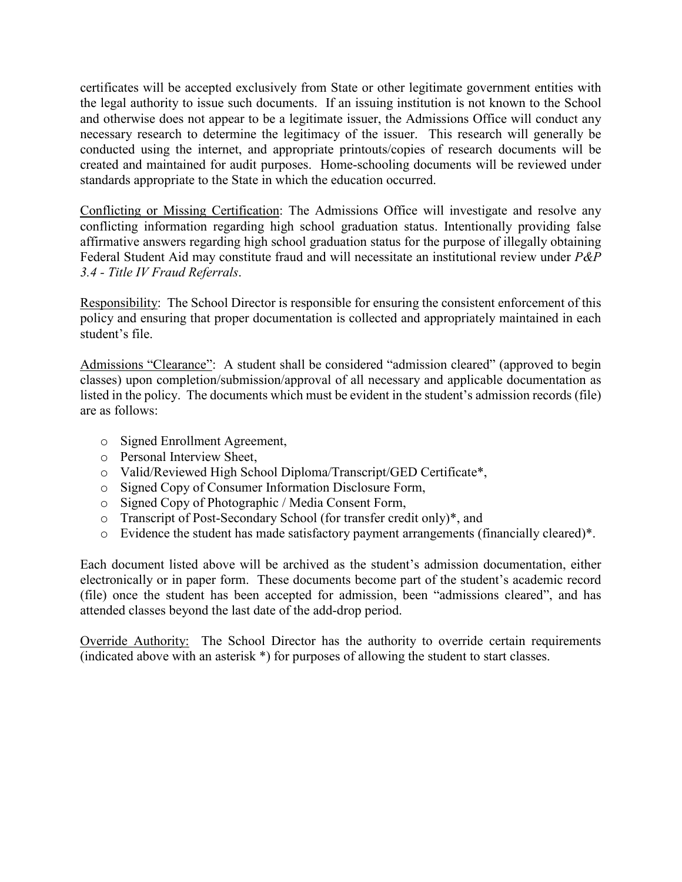certificates will be accepted exclusively from State or other legitimate government entities with the legal authority to issue such documents. If an issuing institution is not known to the School and otherwise does not appear to be a legitimate issuer, the Admissions Office will conduct any necessary research to determine the legitimacy of the issuer. This research will generally be conducted using the internet, and appropriate printouts/copies of research documents will be created and maintained for audit purposes. Home-schooling documents will be reviewed under standards appropriate to the State in which the education occurred.

<u>Conflicting or Missing Certification</u>: The Admissions Office will investigate and resolve any conflicting information regarding high school graduation status. Intentionally providing false affirmative answers regarding high school graduation status for the purpose of illegally obtaining Federal Student Aid may constitute fraud and will necessitate an institutional review under *P&P 3.4 - Title IV Fraud Referrals*.

<u>Responsibility</u>: The School Director is responsible for ensuring the consistent enforcement of this policy and ensuring that proper documentation is collected and appropriately maintained in each student's file.

<u>Admissions "Clearance"</u>: A student shall be considered "admission cleared" (approved to begin classes) upon completion/submission/approval of all necessary and applicable documentation as listed in the policy. The documents which must be evident in the student's admission records (file) are as follows:

- Signed Enrollment Agreement,
- Personal Interview Sheet,
- Valid/Reviewed High School Diploma/Transcript/GED Certificate*,
- Signed Copy of Consumer Information Disclosure Form,
- Signed Copy of Photographic / Media Consent Form,
- Transcript of Post-Secondary School (for transfer credit only)*, and
- Evidence the student has made satisfactory payment arrangements (financially cleared)*.

Each document listed above will be archived as the student's admission documentation, either electronically or in paper form. These documents become part of the student's academic record (file) once the student has been accepted for admission, been "admissions cleared", and has attended classes beyond the last date of the add-drop period.

<u>Override Authority:</u> The School Director has the authority to override certain requirements (indicated above with an asterisk *) for purposes of allowing the student to start classes.